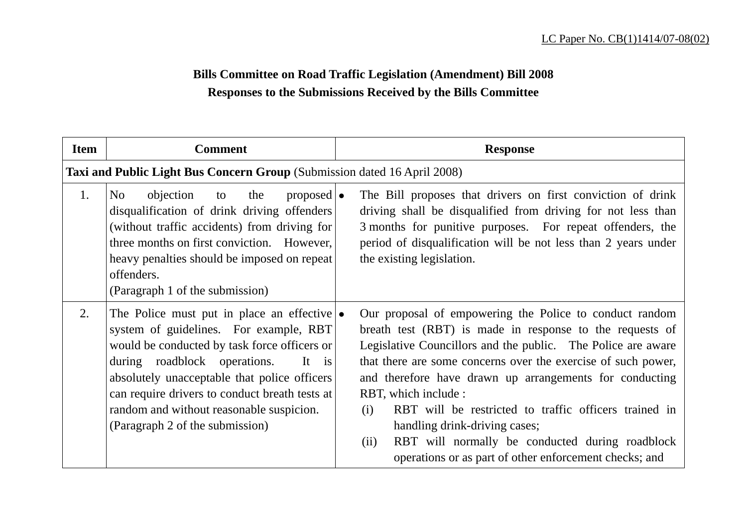LC Paper No. CB(1)1414/07-08(02)

**Bills Committee on Road Traffic Legislation (Amendment) Bill 2008**

**Responses to the Submissions Received by the Bills Committee**

| Item | Comment | Response |
|---|---|---|
| **Taxi and Public Light Bus Concern Group** (Submission dated 16 April 2008) | | |
| 1. | No objection to the proposed disqualification of drink driving offenders (without traffic accidents) from driving for three months on first conviction. However, heavy penalties should be imposed on repeat offenders.<br>(Paragraph 1 of the submission) | • The Bill proposes that drivers on first conviction of drink driving shall be disqualified from driving for not less than 3 months for punitive purposes. For repeat offenders, the period of disqualification will be not less than 2 years under the existing legislation. |
| 2. | The Police must put in place an effective system of guidelines. For example, RBT would be conducted by task force officers or during roadblock operations. It is absolutely unacceptable that police officers can require drivers to conduct breath tests at random and without reasonable suspicion.<br>(Paragraph 2 of the submission) | • Our proposal of empowering the Police to conduct random breath test (RBT) is made in response to the requests of Legislative Councillors and the public. The Police are aware that there are some concerns over the exercise of such power, and therefore have drawn up arrangements for conducting RBT, which include :<br>(i) RBT will be restricted to traffic officers trained in handling drink-driving cases;<br>(ii) RBT will normally be conducted during roadblock operations or as part of other enforcement checks; and |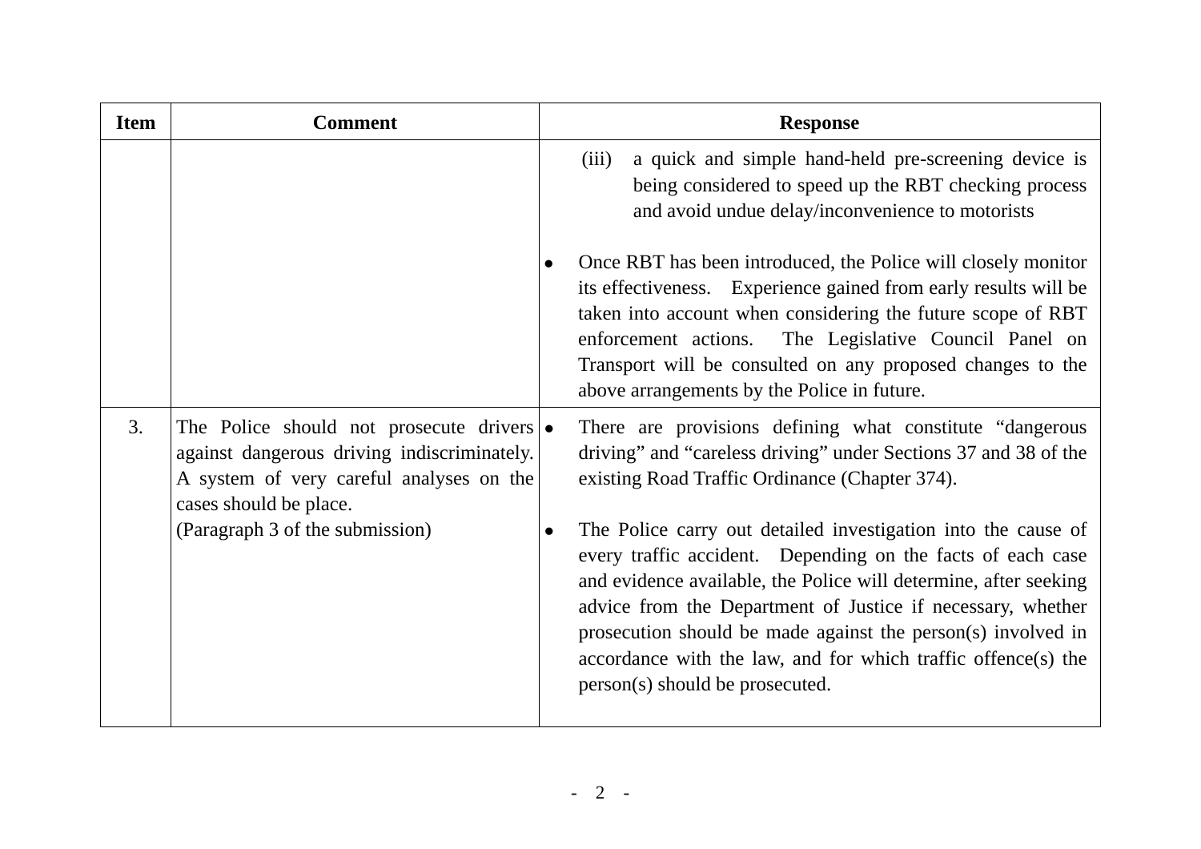| Item | Comment | Response |
|---|---|---|
| | | (iii) a quick and simple hand-held pre-screening device is being considered to speed up the RBT checking process and avoid undue delay/inconvenience to motorists<br><br>• Once RBT has been introduced, the Police will closely monitor its effectiveness. Experience gained from early results will be taken into account when considering the future scope of RBT enforcement actions. The Legislative Council Panel on Transport will be consulted on any proposed changes to the above arrangements by the Police in future. |
| 3. | The Police should not prosecute drivers against dangerous driving indiscriminately. A system of very careful analyses on the cases should be place.<br>(Paragraph 3 of the submission) | • There are provisions defining what constitute "dangerous driving" and "careless driving" under Sections 37 and 38 of the existing Road Traffic Ordinance (Chapter 374).<br><br>• The Police carry out detailed investigation into the cause of every traffic accident. Depending on the facts of each case and evidence available, the Police will determine, after seeking advice from the Department of Justice if necessary, whether prosecution should be made against the person(s) involved in accordance with the law, and for which traffic offence(s) the person(s) should be prosecuted. |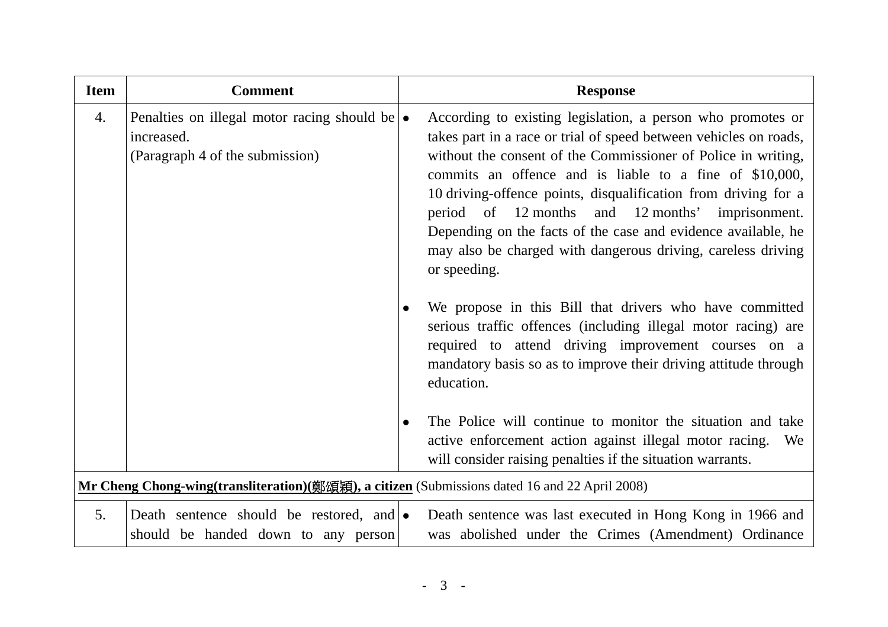| Item | Comment | Response |
|---|---|---|
| 4. | Penalties on illegal motor racing should be increased.<br>(Paragraph 4 of the submission) | • According to existing legislation, a person who promotes or takes part in a race or trial of speed between vehicles on roads, without the consent of the Commissioner of Police in writing, commits an offence and is liable to a fine of $10,000, 10 driving-offence points, disqualification from driving for a period of 12 months and 12 months' imprisonment. Depending on the facts of the case and evidence available, he may also be charged with dangerous driving, careless driving or speeding.<br><br>• We propose in this Bill that drivers who have committed serious traffic offences (including illegal motor racing) are required to attend driving improvement courses on a mandatory basis so as to improve their driving attitude through education.<br><br>• The Police will continue to monitor the situation and take active enforcement action against illegal motor racing. We will consider raising penalties if the situation warrants. |
| **<u>Mr Cheng Chong-wing(transliteration)(鄭頌穎), a citizen</u>** (Submissions dated 16 and 22 April 2008) | | |
| 5. | Death sentence should be restored, and should be handed down to any person | • Death sentence was last executed in Hong Kong in 1966 and was abolished under the Crimes (Amendment) Ordinance |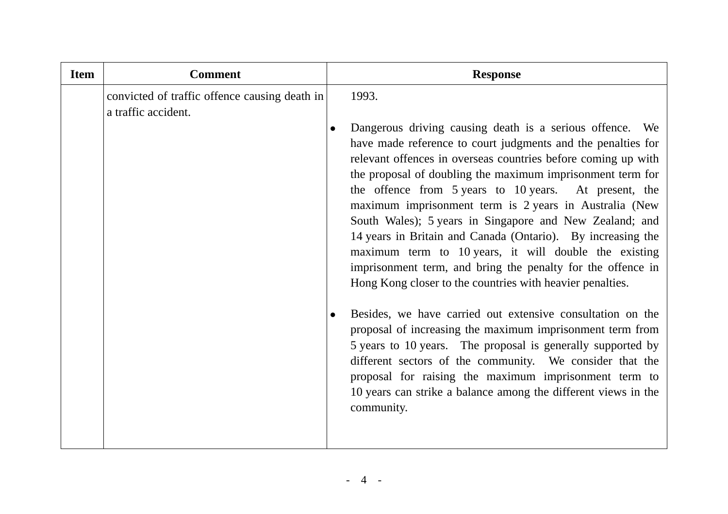| Item | Comment | Response |
|---|---|---|
| | convicted of traffic offence causing death in a traffic accident. | 1993.<br><br>• Dangerous driving causing death is a serious offence. We have made reference to court judgments and the penalties for relevant offences in overseas countries before coming up with the proposal of doubling the maximum imprisonment term for the offence from 5 years to 10 years. At present, the maximum imprisonment term is 2 years in Australia (New South Wales); 5 years in Singapore and New Zealand; and 14 years in Britain and Canada (Ontario). By increasing the maximum term to 10 years, it will double the existing imprisonment term, and bring the penalty for the offence in Hong Kong closer to the countries with heavier penalties.<br><br>• Besides, we have carried out extensive consultation on the proposal of increasing the maximum imprisonment term from 5 years to 10 years. The proposal is generally supported by different sectors of the community. We consider that the proposal for raising the maximum imprisonment term to 10 years can strike a balance among the different views in the community. |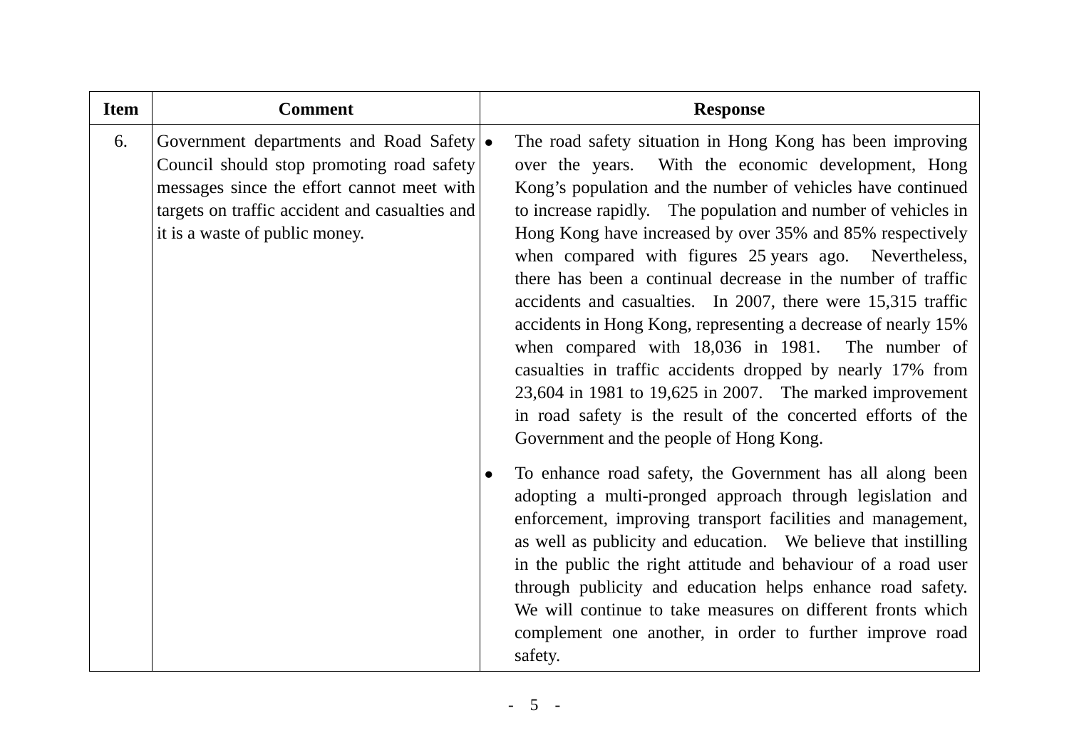| Item | Comment | Response |
|---|---|---|
| 6. | Government departments and Road Safety Council should stop promoting road safety messages since the effort cannot meet with targets on traffic accident and casualties and it is a waste of public money. | • The road safety situation in Hong Kong has been improving over the years. With the economic development, Hong Kong's population and the number of vehicles have continued to increase rapidly. The population and number of vehicles in Hong Kong have increased by over 35% and 85% respectively when compared with figures 25 years ago. Nevertheless, there has been a continual decrease in the number of traffic accidents and casualties. In 2007, there were 15,315 traffic accidents in Hong Kong, representing a decrease of nearly 15% when compared with 18,036 in 1981. The number of casualties in traffic accidents dropped by nearly 17% from 23,604 in 1981 to 19,625 in 2007. The marked improvement in road safety is the result of the concerted efforts of the Government and the people of Hong Kong.<br><br>• To enhance road safety, the Government has all along been adopting a multi-pronged approach through legislation and enforcement, improving transport facilities and management, as well as publicity and education. We believe that instilling in the public the right attitude and behaviour of a road user through publicity and education helps enhance road safety. We will continue to take measures on different fronts which complement one another, in order to further improve road safety. |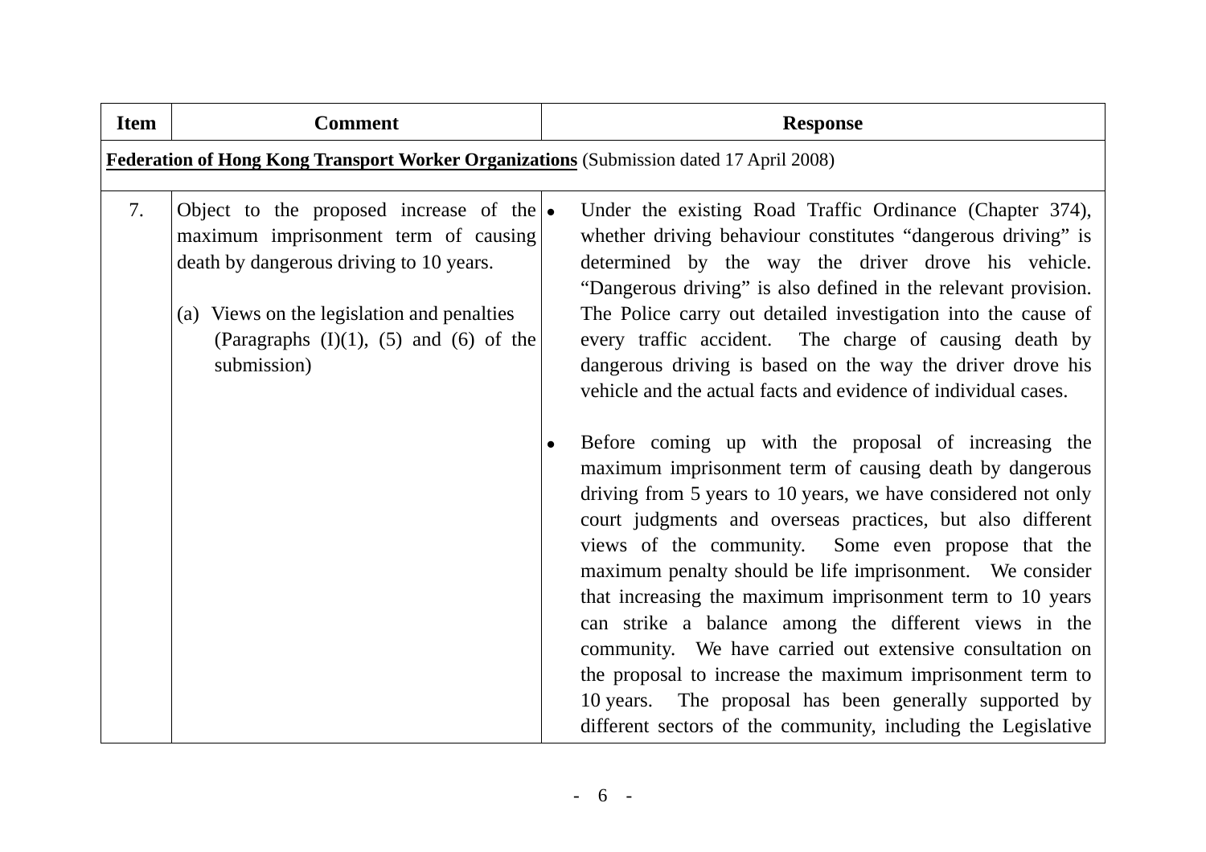| Item | Comment | Response |
| --- | --- | --- |
| **Federation of Hong Kong Transport Worker Organizations** (Submission dated 17 April 2008) | | |
| 7. | Object to the proposed increase of the maximum imprisonment term of causing death by dangerous driving to 10 years.<br><br>(a) Views on the legislation and penalties (Paragraphs (I)(1), (5) and (6) of the submission) | • Under the existing Road Traffic Ordinance (Chapter 374), whether driving behaviour constitutes "dangerous driving" is determined by the way the driver drove his vehicle. "Dangerous driving" is also defined in the relevant provision. The Police carry out detailed investigation into the cause of every traffic accident. The charge of causing death by dangerous driving is based on the way the driver drove his vehicle and the actual facts and evidence of individual cases.<br><br>• Before coming up with the proposal of increasing the maximum imprisonment term of causing death by dangerous driving from 5 years to 10 years, we have considered not only court judgments and overseas practices, but also different views of the community. Some even propose that the maximum penalty should be life imprisonment. We consider that increasing the maximum imprisonment term to 10 years can strike a balance among the different views in the community. We have carried out extensive consultation on the proposal to increase the maximum imprisonment term to 10 years. The proposal has been generally supported by different sectors of the community, including the Legislative |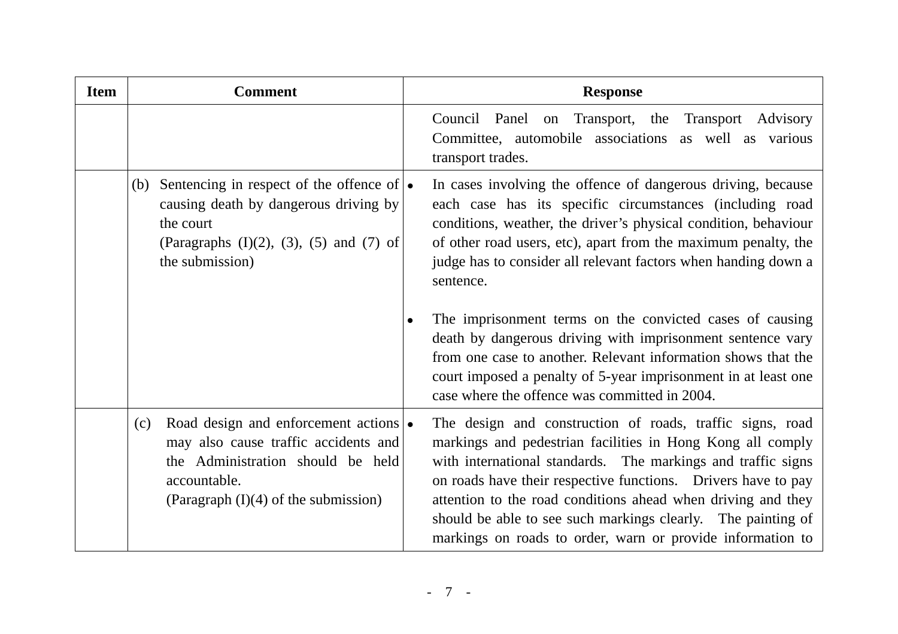| Item | Comment | Response |
| --- | --- | --- |
| | | Council Panel on Transport, the Transport Advisory Committee, automobile associations as well as various transport trades. |
| | (b) Sentencing in respect of the offence of causing death by dangerous driving by the court<br>(Paragraphs (I)(2), (3), (5) and (7) of the submission) | • In cases involving the offence of dangerous driving, because each case has its specific circumstances (including road conditions, weather, the driver's physical condition, behaviour of other road users, etc), apart from the maximum penalty, the judge has to consider all relevant factors when handing down a sentence.<br><br>• The imprisonment terms on the convicted cases of causing death by dangerous driving with imprisonment sentence vary from one case to another. Relevant information shows that the court imposed a penalty of 5-year imprisonment in at least one case where the offence was committed in 2004. |
| | (c) Road design and enforcement actions may also cause traffic accidents and the Administration should be held accountable.<br>(Paragraph (I)(4) of the submission) | • The design and construction of roads, traffic signs, road markings and pedestrian facilities in Hong Kong all comply with international standards. The markings and traffic signs on roads have their respective functions. Drivers have to pay attention to the road conditions ahead when driving and they should be able to see such markings clearly. The painting of markings on roads to order, warn or provide information to |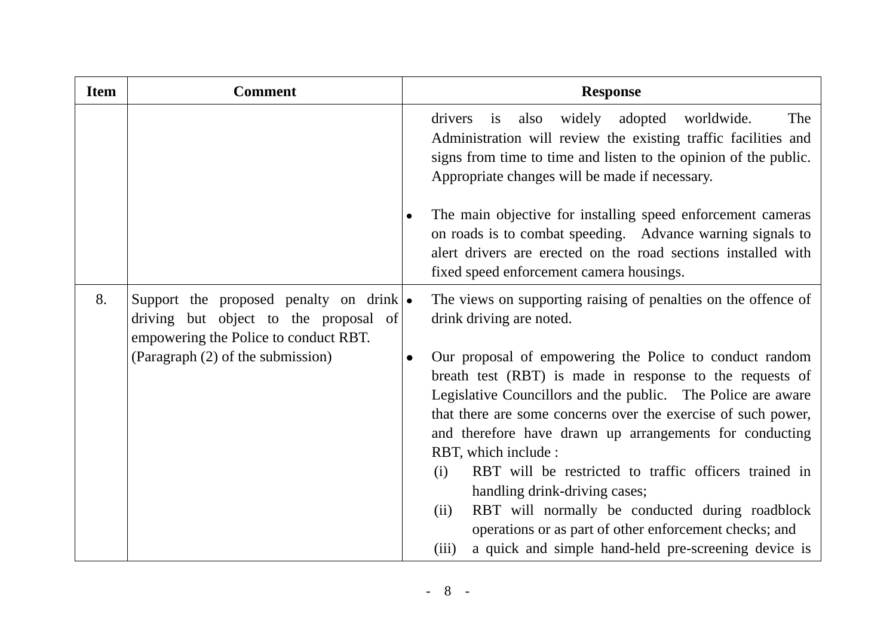| Item | Comment | Response |
|---|---|---|
| | | drivers is also widely adopted worldwide. The Administration will review the existing traffic facilities and signs from time to time and listen to the opinion of the public. Appropriate changes will be made if necessary.<br><br>• The main objective for installing speed enforcement cameras on roads is to combat speeding. Advance warning signals to alert drivers are erected on the road sections installed with fixed speed enforcement camera housings. |
| 8. | Support the proposed penalty on drink driving but object to the proposal of empowering the Police to conduct RBT.<br>(Paragraph (2) of the submission) | • The views on supporting raising of penalties on the offence of drink driving are noted.<br><br>• Our proposal of empowering the Police to conduct random breath test (RBT) is made in response to the requests of Legislative Councillors and the public. The Police are aware that there are some concerns over the exercise of such power, and therefore have drawn up arrangements for conducting RBT, which include :<br>(i) RBT will be restricted to traffic officers trained in handling drink-driving cases;<br>(ii) RBT will normally be conducted during roadblock operations or as part of other enforcement checks; and<br>(iii) a quick and simple hand-held pre-screening device is |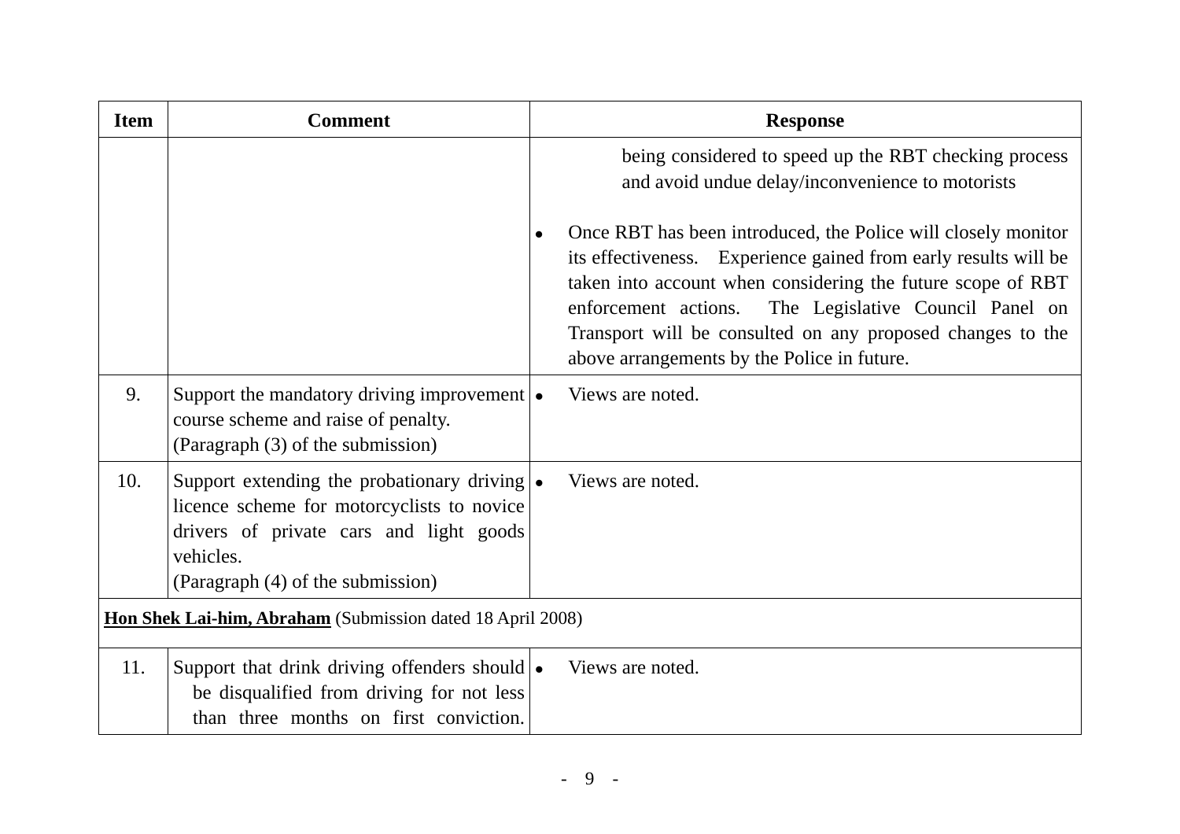| Item | Comment | Response |
|---|---|---|
| | | being considered to speed up the RBT checking process and avoid undue delay/inconvenience to motorists<br><br>• Once RBT has been introduced, the Police will closely monitor its effectiveness. Experience gained from early results will be taken into account when considering the future scope of RBT enforcement actions. The Legislative Council Panel on Transport will be consulted on any proposed changes to the above arrangements by the Police in future. |
| 9. | Support the mandatory driving improvement course scheme and raise of penalty.<br>(Paragraph (3) of the submission) | • Views are noted. |
| 10. | Support extending the probationary driving licence scheme for motorcyclists to novice drivers of private cars and light goods vehicles.<br>(Paragraph (4) of the submission) | • Views are noted. |
| **<u>Hon Shek Lai-him, Abraham</u>** (Submission dated 18 April 2008) | | |
| 11. | Support that drink driving offenders should be disqualified from driving for not less than three months on first conviction. | • Views are noted. |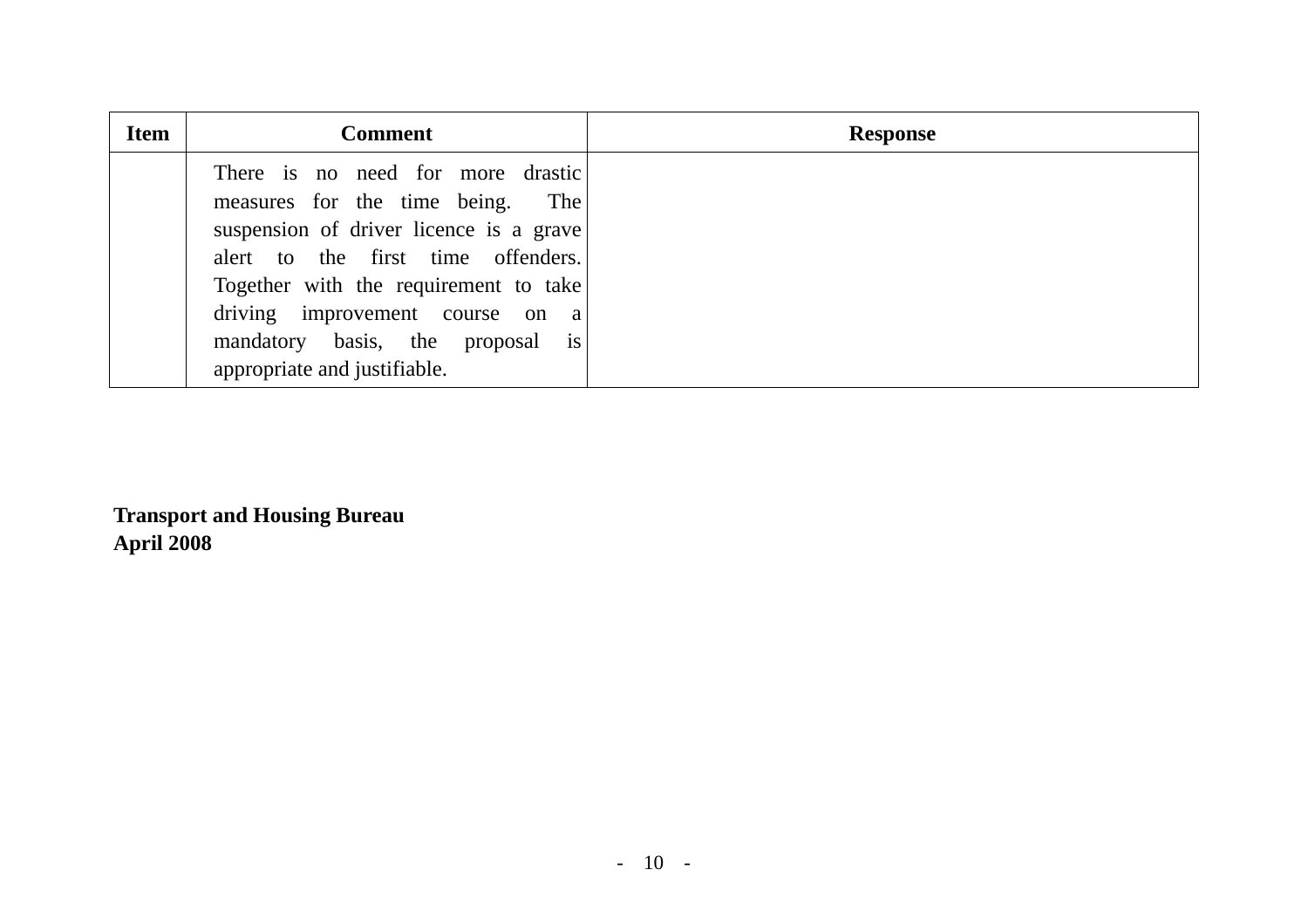| Item | Comment | Response |
|---|---|---|
| | There is no need for more drastic measures for the time being. The suspension of driver licence is a grave alert to the first time offenders. Together with the requirement to take driving improvement course on a mandatory basis, the proposal is appropriate and justifiable. | |

**Transport and Housing Bureau**
**April 2008**